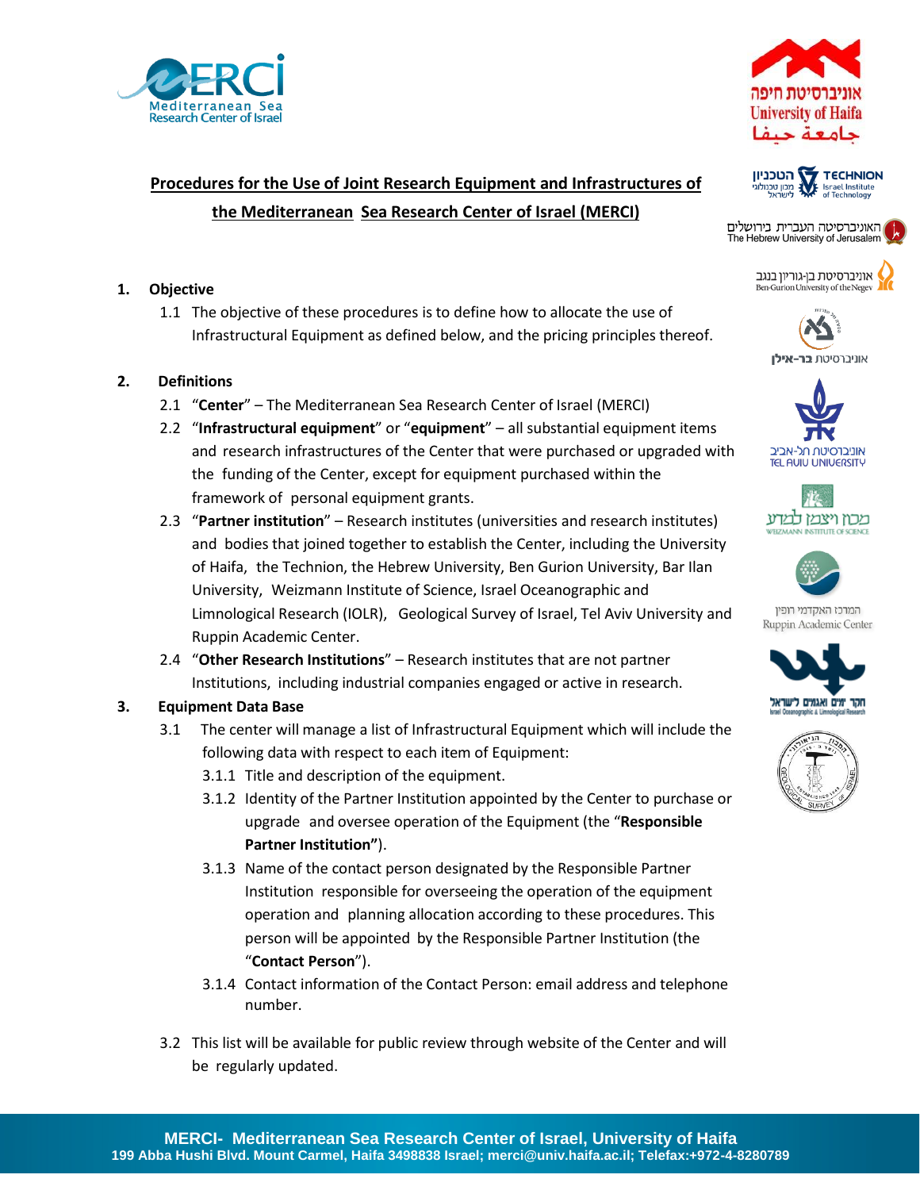**Procedures for the Use of Joint Research Equipment and Infrastructures of the Mediterranean Sea Research Center of Israel (MERCI)**

1. **Objective**

   1.1 The objective of these procedures is to define how to allocate the use of Infrastructural Equipment as defined below, and the pricing principles thereof.

2. **Definitions**

   2.1 "**Center**" – The Mediterranean Sea Research Center of Israel (MERCI)

   2.2 "**Infrastructural equipment**" or "**equipment**" – all substantial equipment items and research infrastructures of the Center that were purchased or upgraded with the funding of the Center, except for equipment purchased within the framework of personal equipment grants.

   2.3 "**Partner institution**" – Research institutes (universities and research institutes) and bodies that joined together to establish the Center, including the University of Haifa, the Technion, the Hebrew University, Ben Gurion University, Bar Ilan University, Weizmann Institute of Science, Israel Oceanographic and Limnological Research (IOLR), Geological Survey of Israel, Tel Aviv University and Ruppin Academic Center.

   2.4 "**Other Research Institutions**" – Research institutes that are not partner Institutions, including industrial companies engaged or active in research.

3. **Equipment Data Base**

   3.1 The center will manage a list of Infrastructural Equipment which will include the following data with respect to each item of Equipment:

   3.1.1 Title and description of the equipment.

   3.1.2 Identity of the Partner Institution appointed by the Center to purchase or upgrade and oversee operation of the Equipment (the "**Responsible Partner Institution"**).

   3.1.3 Name of the contact person designated by the Responsible Partner Institution responsible for overseeing the operation of the equipment operation and planning allocation according to these procedures. This person will be appointed by the Responsible Partner Institution (the "**Contact Person**").

   3.1.4 Contact information of the Contact Person: email address and telephone number.

   3.2 This list will be available for public review through website of the Center and will be regularly updated.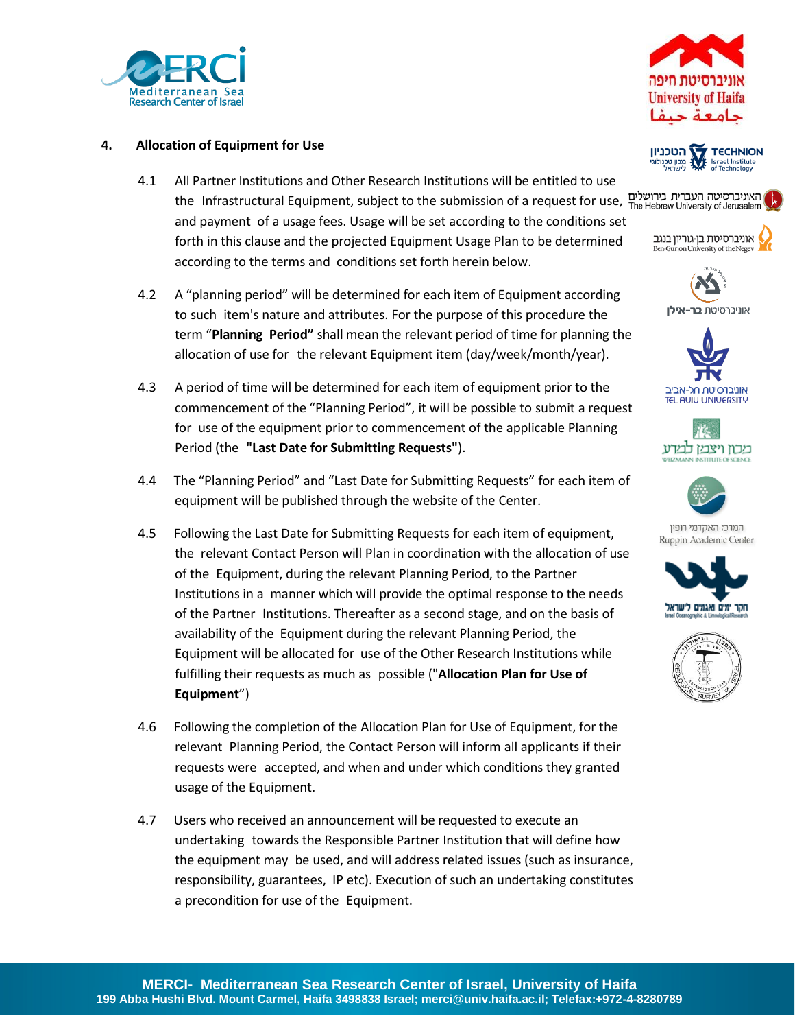## 4. Allocation of Equipment for Use

4.1 All Partner Institutions and Other Research Institutions will be entitled to use the Infrastructural Equipment, subject to the submission of a request for use, and payment of a usage fees. Usage will be set according to the conditions set forth in this clause and the projected Equipment Usage Plan to be determined according to the terms and conditions set forth herein below.

4.2 A "planning period" will be determined for each item of Equipment according to such item's nature and attributes. For the purpose of this procedure the term "**Planning Period"** shall mean the relevant period of time for planning the allocation of use for the relevant Equipment item (day/week/month/year).

4.3 A period of time will be determined for each item of equipment prior to the commencement of the "Planning Period", it will be possible to submit a request for use of the equipment prior to commencement of the applicable Planning Period (the **"Last Date for Submitting Requests"**).

4.4 The "Planning Period" and "Last Date for Submitting Requests" for each item of equipment will be published through the website of the Center.

4.5 Following the Last Date for Submitting Requests for each item of equipment, the relevant Contact Person will Plan in coordination with the allocation of use of the Equipment, during the relevant Planning Period, to the Partner Institutions in a manner which will provide the optimal response to the needs of the Partner Institutions. Thereafter as a second stage, and on the basis of availability of the Equipment during the relevant Planning Period, the Equipment will be allocated for use of the Other Research Institutions while fulfilling their requests as much as possible ("**Allocation Plan for Use of Equipment**")

4.6 Following the completion of the Allocation Plan for Use of Equipment, for the relevant Planning Period, the Contact Person will inform all applicants if their requests were accepted, and when and under which conditions they granted usage of the Equipment.

4.7 Users who received an announcement will be requested to execute an undertaking towards the Responsible Partner Institution that will define how the equipment may be used, and will address related issues (such as insurance, responsibility, guarantees, IP etc). Execution of such an undertaking constitutes a precondition for use of the Equipment.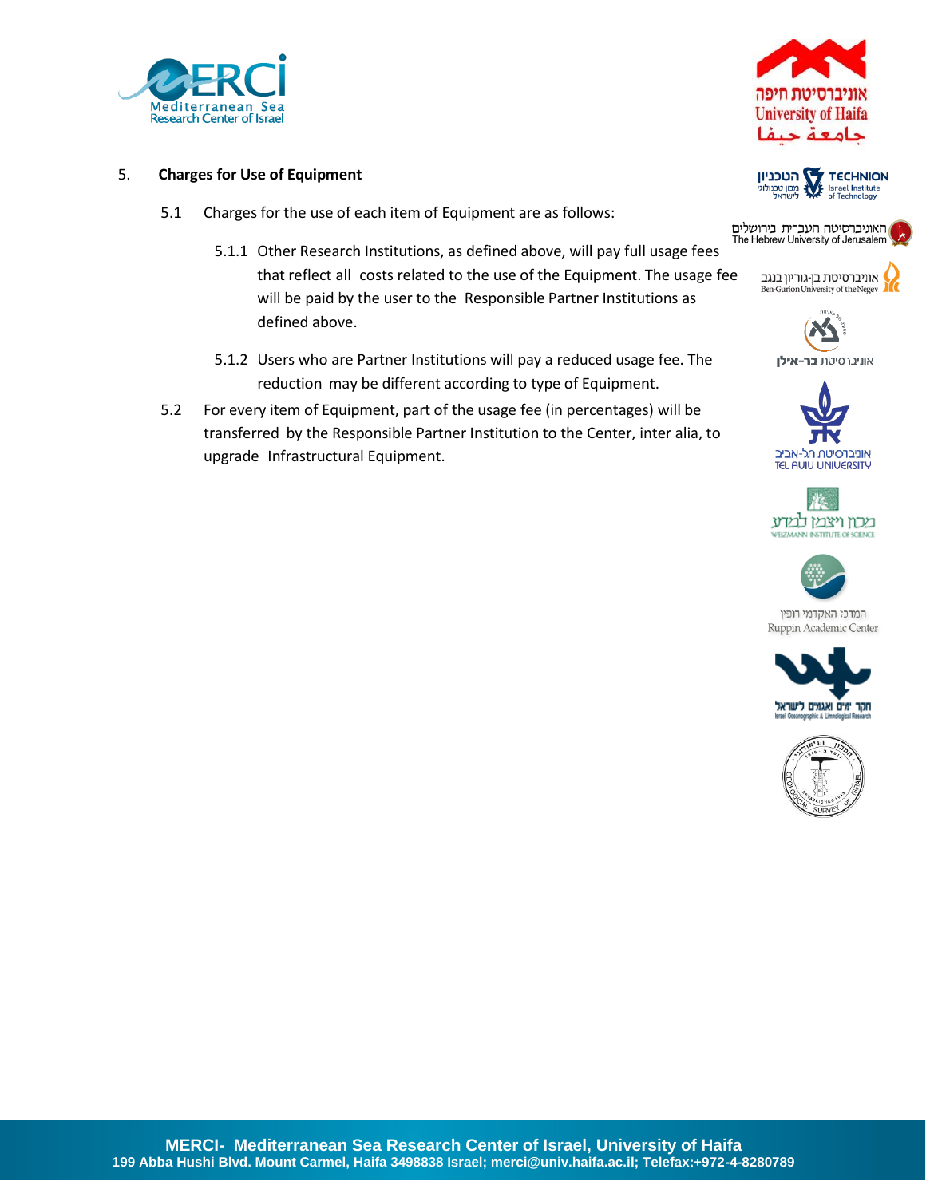## 5. Charges for Use of Equipment

5.1 Charges for the use of each item of Equipment are as follows:

5.1.1 Other Research Institutions, as defined above, will pay full usage fees that reflect all costs related to the use of the Equipment. The usage fee will be paid by the user to the Responsible Partner Institutions as defined above.

5.1.2 Users who are Partner Institutions will pay a reduced usage fee. The reduction may be different according to type of Equipment.

5.2 For every item of Equipment, part of the usage fee (in percentages) will be transferred by the Responsible Partner Institution to the Center, inter alia, to upgrade Infrastructural Equipment.